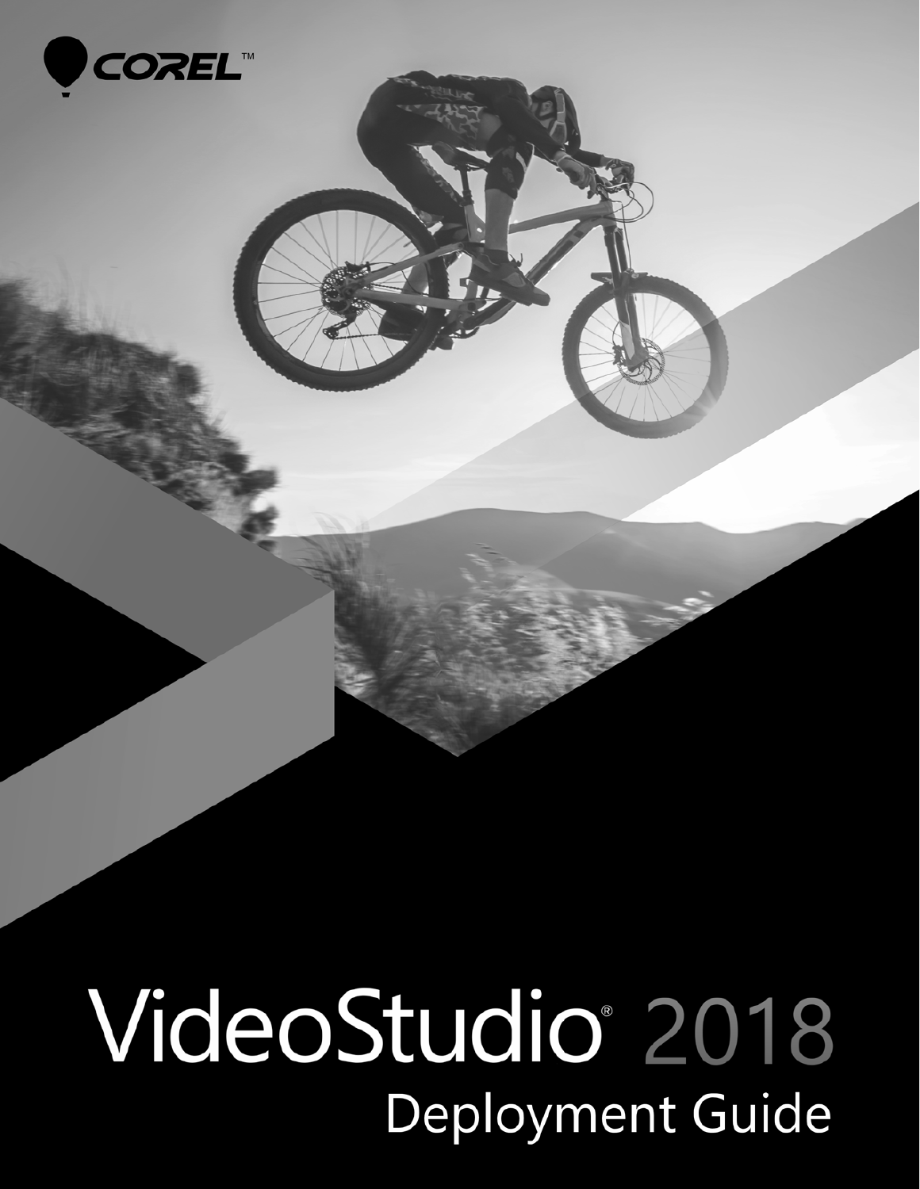COREL™

# VideoStudio® 2018

## Deployment Guide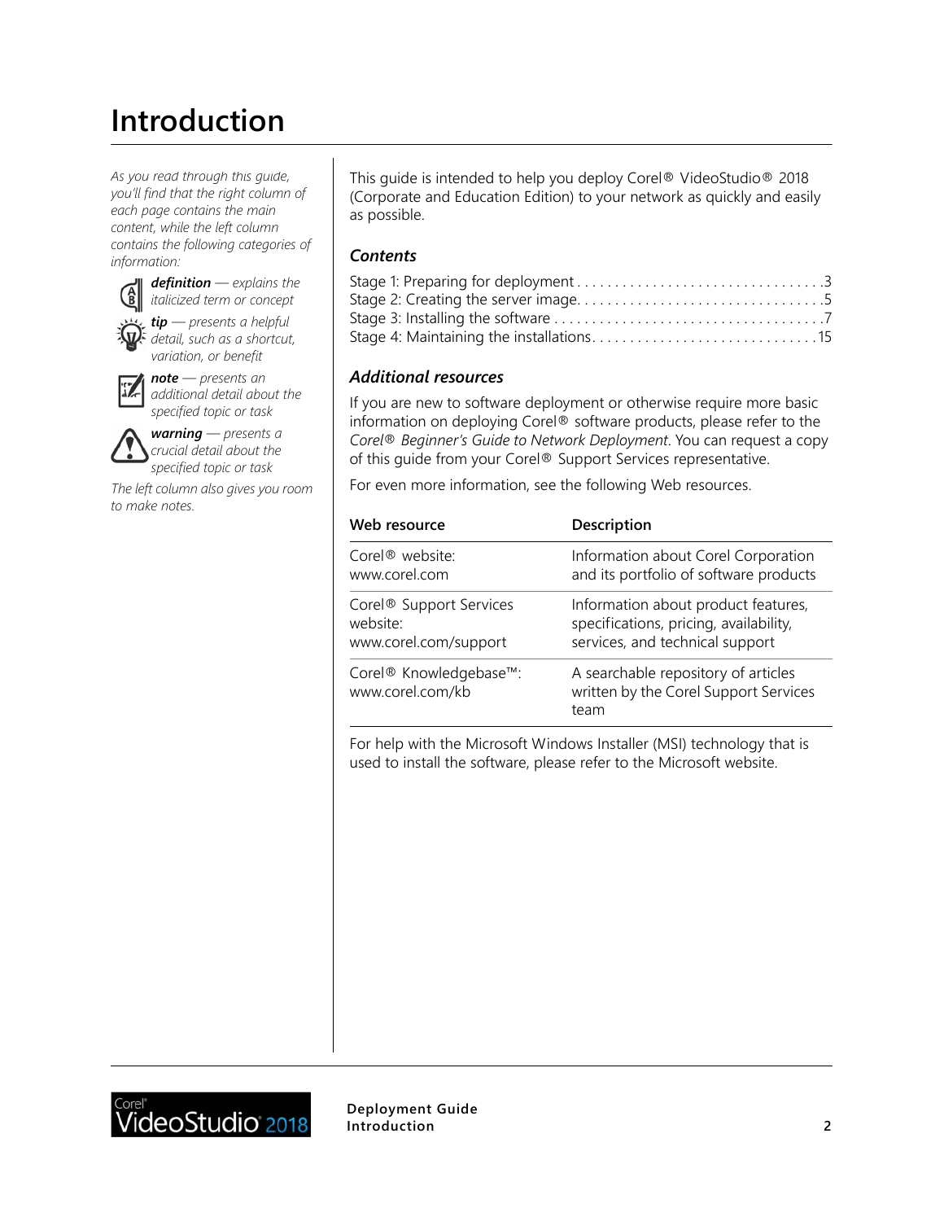# Introduction

*As you read through this guide, you'll find that the right column of each page contains the main content, while the left column contains the following categories of information:*

***definition** — explains the italicized term or concept*

***tip** — presents a helpful detail, such as a shortcut, variation, or benefit*

***note** — presents an additional detail about the specified topic or task*

***warning** — presents a crucial detail about the specified topic or task*

*The left column also gives you room to make notes.*

This guide is intended to help you deploy Corel® VideoStudio® 2018 (Corporate and Education Edition) to your network as quickly and easily as possible.

### *Contents*

Stage 1: Preparing for deployment . . . . . . . . . . . . . . . . . . . . . . . . . . . . . . . . .3
Stage 2: Creating the server image. . . . . . . . . . . . . . . . . . . . . . . . . . . . . . . . . .5
Stage 3: Installing the software . . . . . . . . . . . . . . . . . . . . . . . . . . . . . . . . . . . .7
Stage 4: Maintaining the installations. . . . . . . . . . . . . . . . . . . . . . . . . . . . . .15

### *Additional resources*

If you are new to software deployment or otherwise require more basic information on deploying Corel® software products, please refer to the *Corel® Beginner's Guide to Network Deployment*. You can request a copy of this guide from your Corel® Support Services representative.

For even more information, see the following Web resources.

| Web resource | Description |
|---|---|
| Corel® website: www.corel.com | Information about Corel Corporation and its portfolio of software products |
| Corel® Support Services website: www.corel.com/support | Information about product features, specifications, pricing, availability, services, and technical support |
| Corel® Knowledgebase™: www.corel.com/kb | A searchable repository of articles written by the Corel Support Services team |

For help with the Microsoft Windows Installer (MSI) technology that is used to install the software, please refer to the Microsoft website.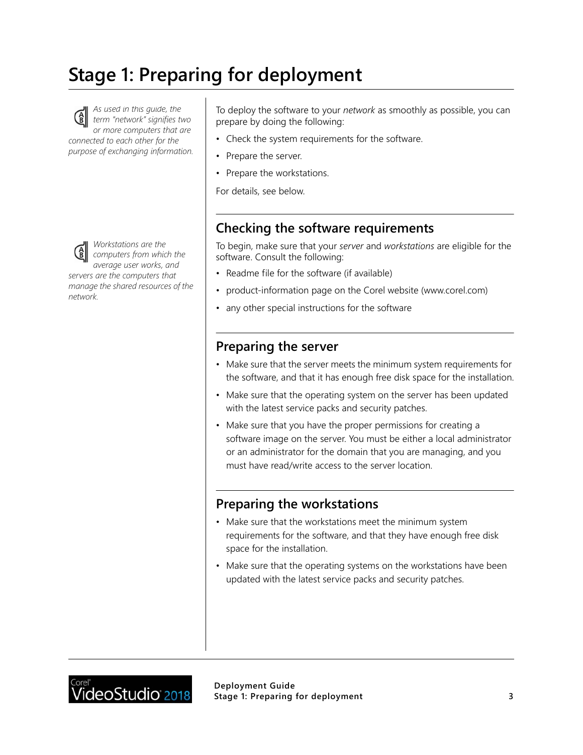# Stage 1: Preparing for deployment

*As used in this guide, the term "network" signifies two or more computers that are connected to each other for the purpose of exchanging information.*

To deploy the software to your *network* as smoothly as possible, you can prepare by doing the following:

- Check the system requirements for the software.
- Prepare the server.
- Prepare the workstations.

For details, see below.

## Checking the software requirements

*Workstations are the computers from which the average user works, and servers are the computers that manage the shared resources of the network.*

To begin, make sure that your *server* and *workstations* are eligible for the software. Consult the following:

- Readme file for the software (if available)
- product-information page on the Corel website (www.corel.com)
- any other special instructions for the software

## Preparing the server

- Make sure that the server meets the minimum system requirements for the software, and that it has enough free disk space for the installation.
- Make sure that the operating system on the server has been updated with the latest service packs and security patches.
- Make sure that you have the proper permissions for creating a software image on the server. You must be either a local administrator or an administrator for the domain that you are managing, and you must have read/write access to the server location.

## Preparing the workstations

- Make sure that the workstations meet the minimum system requirements for the software, and that they have enough free disk space for the installation.
- Make sure that the operating systems on the workstations have been updated with the latest service packs and security patches.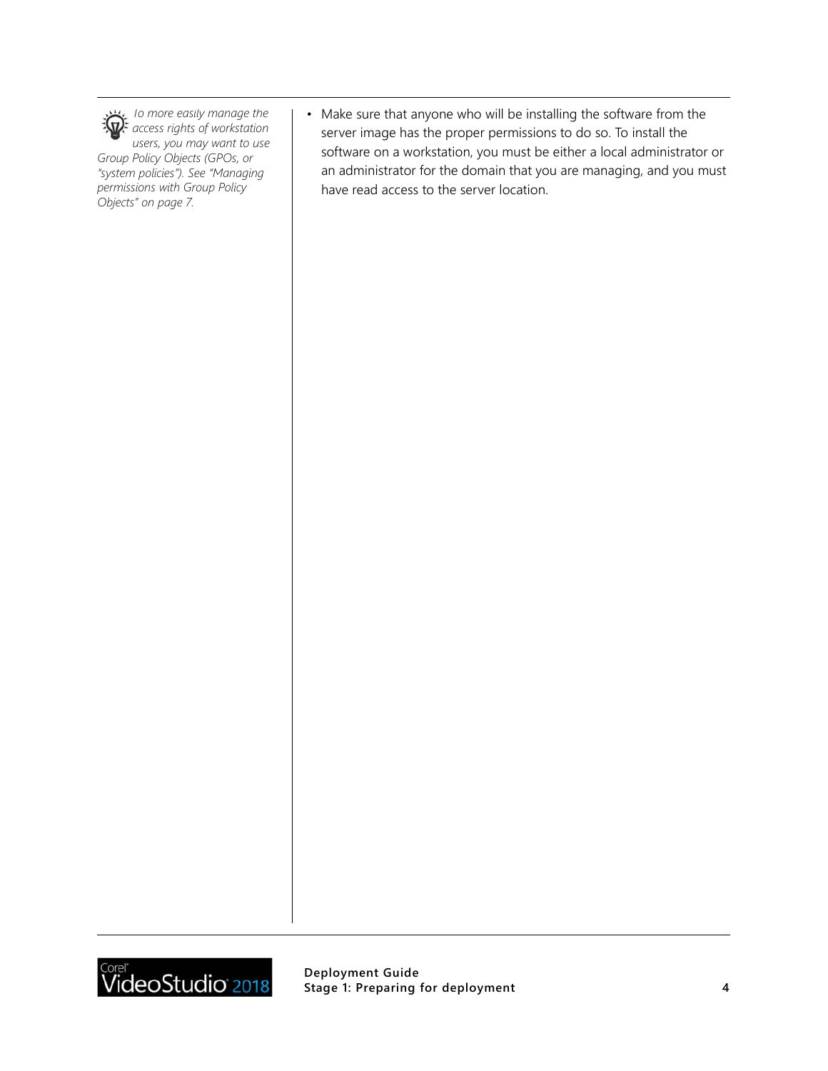*To more easily manage the access rights of workstation users, you may want to use Group Policy Objects (GPOs, or "system policies"). See "Managing permissions with Group Policy Objects" on page 7.*

- Make sure that anyone who will be installing the software from the server image has the proper permissions to do so. To install the software on a workstation, you must be either a local administrator or an administrator for the domain that you are managing, and you must have read access to the server location.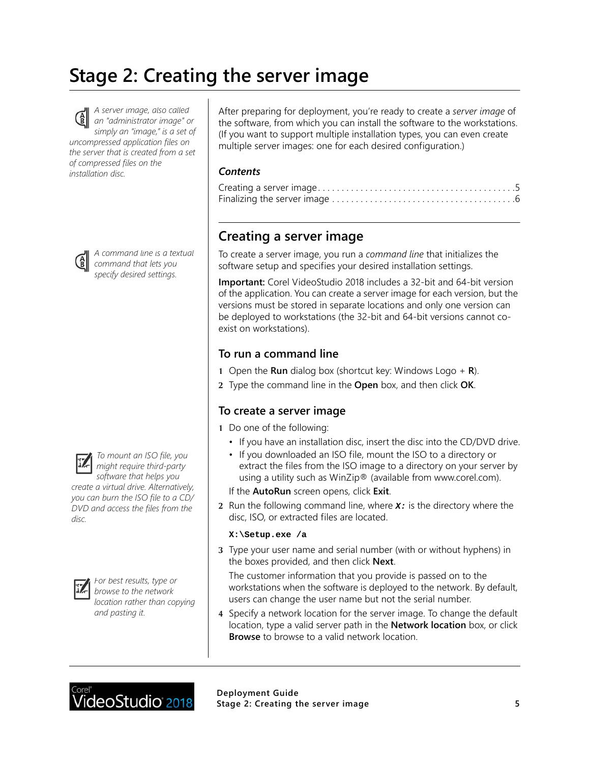# Stage 2: Creating the server image

*A server image, also called an "administrator image" or simply an "image," is a set of uncompressed application files on the server that is created from a set of compressed files on the installation disc.*

After preparing for deployment, you're ready to create a *server image* of the software, from which you can install the software to the workstations. (If you want to support multiple installation types, you can even create multiple server images: one for each desired configuration.)

***Contents***

Creating a server image . . . . . . . . . . . . . . . . . . . . . . . . . . . . . . . . . . . . . . . .5
Finalizing the server image . . . . . . . . . . . . . . . . . . . . . . . . . . . . . . . . . . . . . .6

## Creating a server image

*A command line is a textual command that lets you specify desired settings.*

To create a server image, you run a *command line* that initializes the software setup and specifies your desired installation settings.

**Important:** Corel VideoStudio 2018 includes a 32-bit and 64-bit version of the application. You can create a server image for each version, but the versions must be stored in separate locations and only one version can be deployed to workstations (the 32-bit and 64-bit versions cannot co-exist on workstations).

### To run a command line

1 Open the **Run** dialog box (shortcut key: Windows Logo + **R**).
2 Type the command line in the **Open** box, and then click **OK**.

### To create a server image

*To mount an ISO file, you might require third-party software that helps you create a virtual drive. Alternatively, you can burn the ISO file to a CD/DVD and access the files from the disc.*

1 Do one of the following:
   - If you have an installation disc, insert the disc into the CD/DVD drive.
   - If you downloaded an ISO file, mount the ISO to a directory or extract the files from the ISO image to a directory on your server by using a utility such as WinZip® (available from www.corel.com).

   If the **AutoRun** screen opens, click **Exit**.
2 Run the following command line, where ***X:*** is the directory where the disc, ISO, or extracted files are located.

```
X:\Setup.exe /a
```

3 Type your user name and serial number (with or without hyphens) in the boxes provided, and then click **Next**.

   The customer information that you provide is passed on to the workstations when the software is deployed to the network. By default, users can change the user name but not the serial number.

*For best results, type or browse to the network location rather than copying and pasting it.*

4 Specify a network location for the server image. To change the default location, type a valid server path in the **Network location** box, or click **Browse** to browse to a valid network location.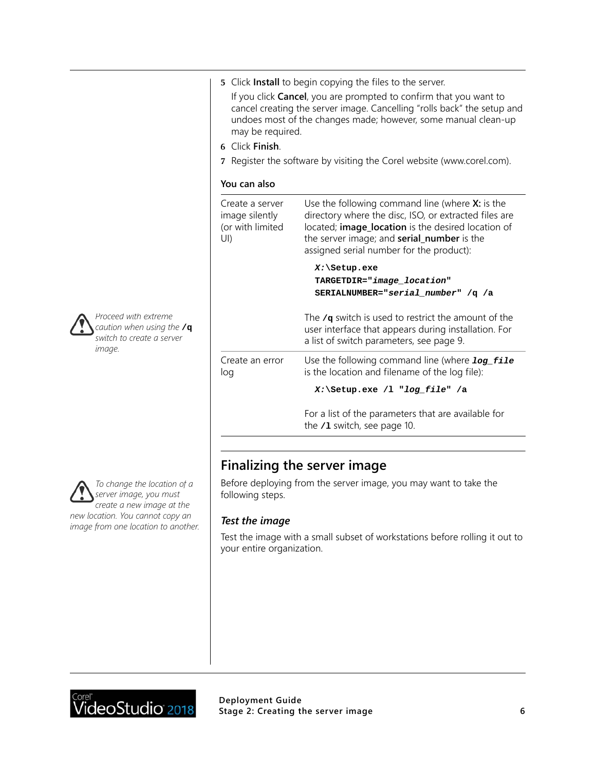5 Click **Install** to begin copying the files to the server.

   If you click **Cancel**, you are prompted to confirm that you want to cancel creating the server image. Cancelling "rolls back" the setup and undoes most of the changes made; however, some manual clean-up may be required.

6 Click **Finish**.

7 Register the software by visiting the Corel website (www.corel.com).

**You can also**

| | |
|---|---|
| Create a server image silently (or with limited UI) | Use the following command line (where **X:** is the directory where the disc, ISO, or extracted files are located; **image_location** is the desired location of the server image; and **serial_number** is the assigned serial number for the product):<br><br>`X:\Setup.exe TARGETDIR="image_location" SERIALNUMBER="serial_number" /q /a`<br><br>The **/q** switch is used to restrict the amount of the user interface that appears during installation. For a list of switch parameters, see page 9. |
| Create an error log | Use the following command line (where ***log_file*** is the location and filename of the log file):<br><br>`X:\Setup.exe /l "log_file" /a`<br><br>For a list of the parameters that are available for the **/l** switch, see page 10. |

*Proceed with extreme caution when using the* **/q** *switch to create a server image.*

## Finalizing the server image

*To change the location of a server image, you must create a new image at the new location. You cannot copy an image from one location to another.*

Before deploying from the server image, you may want to take the following steps.

### *Test the image*

Test the image with a small subset of workstations before rolling it out to your entire organization.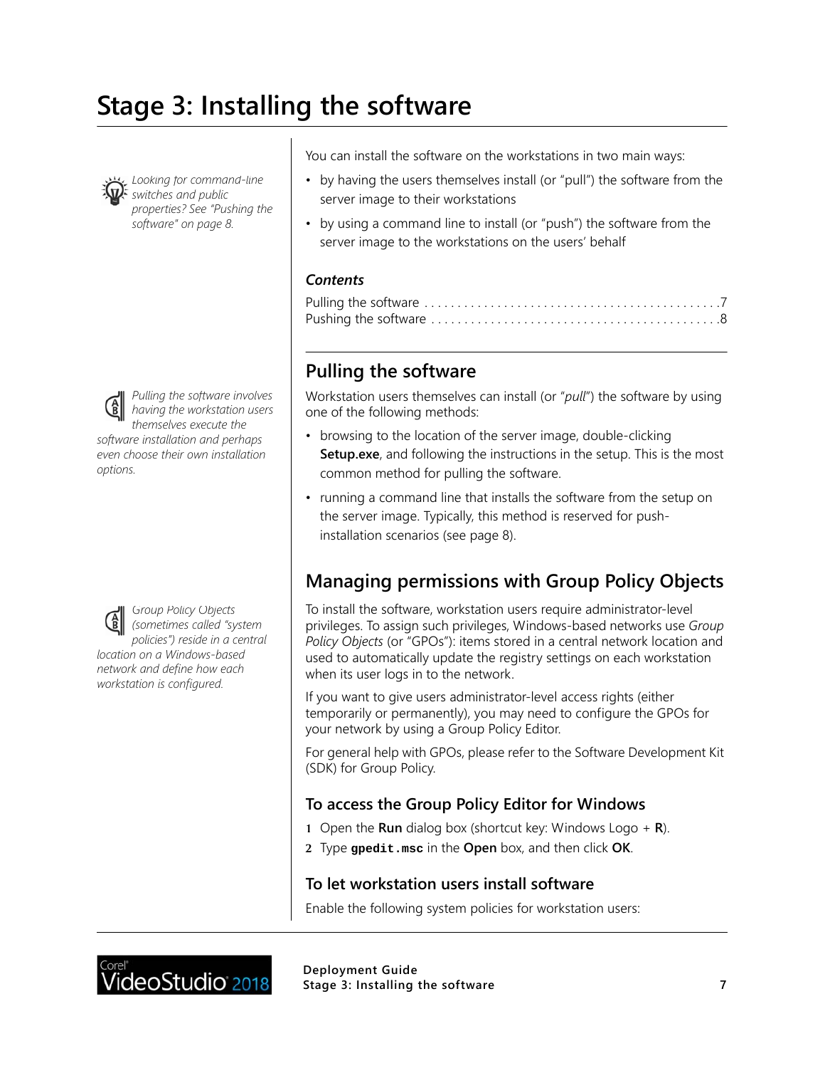# Stage 3: Installing the software

*Looking for command-line switches and public properties? See "Pushing the software" on page 8.*

You can install the software on the workstations in two main ways:

- by having the users themselves install (or "pull") the software from the server image to their workstations
- by using a command line to install (or "push") the software from the server image to the workstations on the users' behalf

### *Contents*

Pulling the software . . . . . . . . . . . . . . . . . . . . . . . . . . . . . . . . . . . . . . . . . . . . .7
Pushing the software . . . . . . . . . . . . . . . . . . . . . . . . . . . . . . . . . . . . . . . . . . . .8

## Pulling the software

*Pulling the software involves having the workstation users themselves execute the software installation and perhaps even choose their own installation options.*

Workstation users themselves can install (or "*pull*") the software by using one of the following methods:

- browsing to the location of the server image, double-clicking **Setup.exe**, and following the instructions in the setup. This is the most common method for pulling the software.
- running a command line that installs the software from the setup on the server image. Typically, this method is reserved for push-installation scenarios (see page 8).

## Managing permissions with Group Policy Objects

*Group Policy Objects (sometimes called "system policies") reside in a central location on a Windows-based network and define how each workstation is configured.*

To install the software, workstation users require administrator-level privileges. To assign such privileges, Windows-based networks use *Group Policy Objects* (or "GPOs"): items stored in a central network location and used to automatically update the registry settings on each workstation when its user logs in to the network.

If you want to give users administrator-level access rights (either temporarily or permanently), you may need to configure the GPOs for your network by using a Group Policy Editor.

For general help with GPOs, please refer to the Software Development Kit (SDK) for Group Policy.

### To access the Group Policy Editor for Windows

1. Open the **Run** dialog box (shortcut key: Windows Logo + **R**).
2. Type **`gpedit.msc`** in the **Open** box, and then click **OK**.

### To let workstation users install software

Enable the following system policies for workstation users: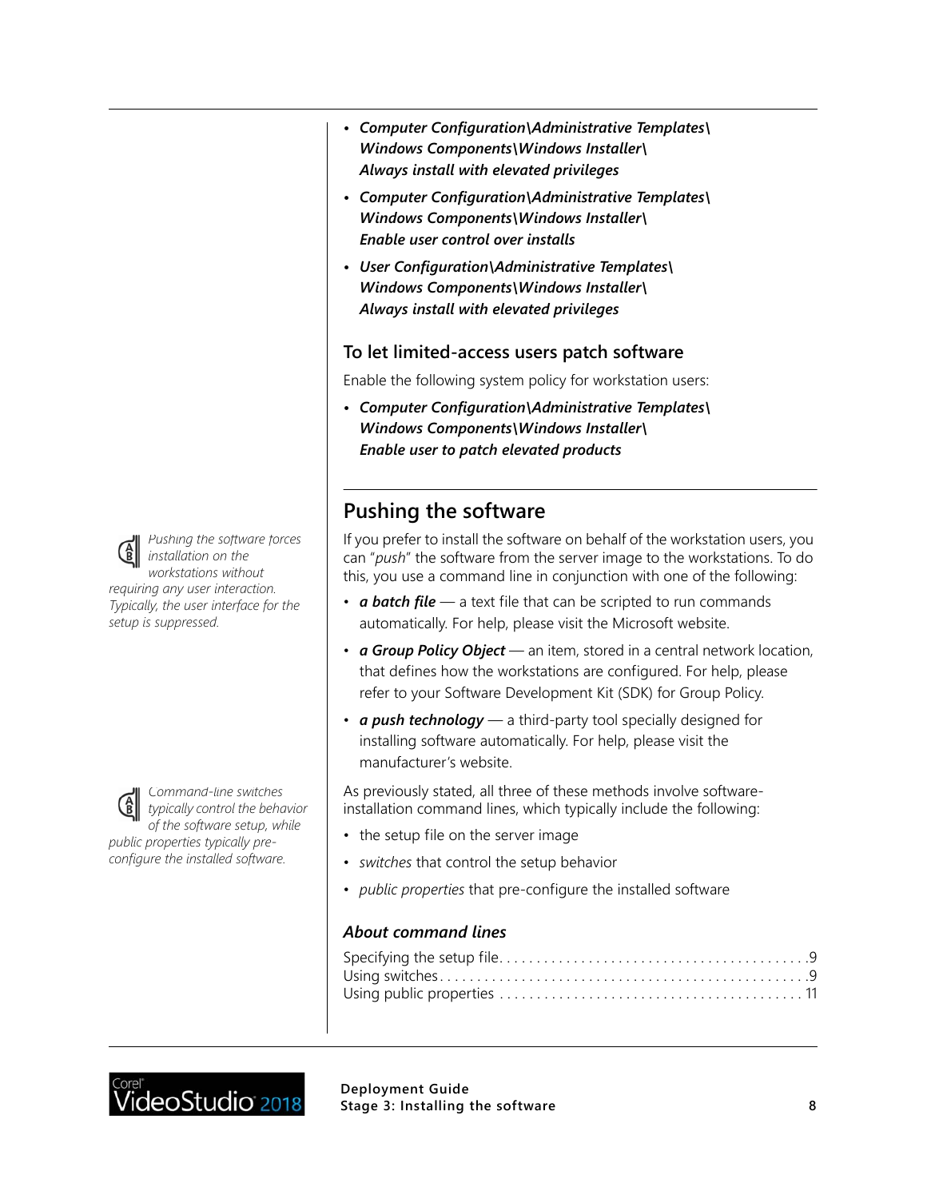- ***Computer Configuration\Administrative Templates\ Windows Components\Windows Installer\ Always install with elevated privileges***
- ***Computer Configuration\Administrative Templates\ Windows Components\Windows Installer\ Enable user control over installs***
- ***User Configuration\Administrative Templates\ Windows Components\Windows Installer\ Always install with elevated privileges***

### To let limited-access users patch software

Enable the following system policy for workstation users:

- ***Computer Configuration\Administrative Templates\ Windows Components\Windows Installer\ Enable user to patch elevated products***

## Pushing the software

*Pushing the software forces installation on the workstations without requiring any user interaction. Typically, the user interface for the setup is suppressed.*

If you prefer to install the software on behalf of the workstation users, you can "*push*" the software from the server image to the workstations. To do this, you use a command line in conjunction with one of the following:

- ***a batch file*** — a text file that can be scripted to run commands automatically. For help, please visit the Microsoft website.
- ***a Group Policy Object*** — an item, stored in a central network location, that defines how the workstations are configured. For help, please refer to your Software Development Kit (SDK) for Group Policy.
- ***a push technology*** — a third-party tool specially designed for installing software automatically. For help, please visit the manufacturer's website.

*Command-line switches typically control the behavior of the software setup, while public properties typically pre-configure the installed software.*

As previously stated, all three of these methods involve software-installation command lines, which typically include the following:

- the setup file on the server image
- *switches* that control the setup behavior
- *public properties* that pre-configure the installed software

### *About command lines*

Specifying the setup file . . . . . . . . . . . . . . . . . . . . . . . . . . . . . . . . . . . . . . . . 9
Using switches . . . . . . . . . . . . . . . . . . . . . . . . . . . . . . . . . . . . . . . . . . . . . . . . . 9
Using public properties . . . . . . . . . . . . . . . . . . . . . . . . . . . . . . . . . . . . . . . . 11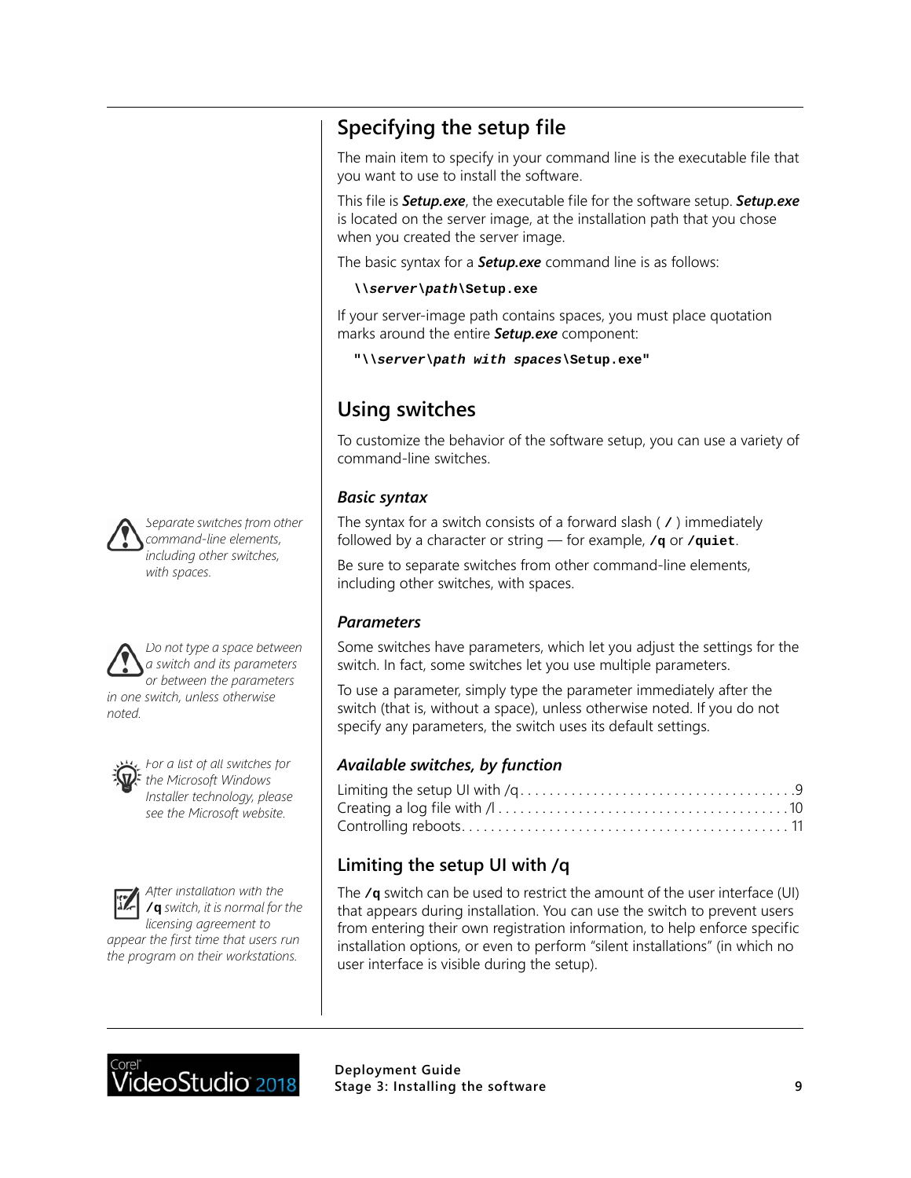## Specifying the setup file

The main item to specify in your command line is the executable file that you want to use to install the software.

This file is ***Setup.exe***, the executable file for the software setup. ***Setup.exe*** is located on the server image, at the installation path that you chose when you created the server image.

The basic syntax for a ***Setup.exe*** command line is as follows:

```
\\server\path\Setup.exe
```

If your server-image path contains spaces, you must place quotation marks around the entire ***Setup.exe*** component:

```
"\\server\path with spaces\Setup.exe"
```

## Using switches

To customize the behavior of the software setup, you can use a variety of command-line switches.

### *Basic syntax*

*Separate switches from other command-line elements, including other switches, with spaces.*

The syntax for a switch consists of a forward slash ( **/** ) immediately followed by a character or string — for example, **/q** or **/quiet**.

Be sure to separate switches from other command-line elements, including other switches, with spaces.

### *Parameters*

*Do not type a space between a switch and its parameters or between the parameters in one switch, unless otherwise noted.*

Some switches have parameters, which let you adjust the settings for the switch. In fact, some switches let you use multiple parameters.

To use a parameter, simply type the parameter immediately after the switch (that is, without a space), unless otherwise noted. If you do not specify any parameters, the switch uses its default settings.

### *Available switches, by function*

*For a list of all switches for the Microsoft Windows Installer technology, please see the Microsoft website.*

Limiting the setup UI with /q . . . . . . . . . . . . . . . . . . . . . . . . . . . . . . . . . . . . . 9
Creating a log file with /l . . . . . . . . . . . . . . . . . . . . . . . . . . . . . . . . . . . . . . . 10
Controlling reboots. . . . . . . . . . . . . . . . . . . . . . . . . . . . . . . . . . . . . . . . . . . . 11

## Limiting the setup UI with /q

*After installation with the **/q** switch, it is normal for the licensing agreement to appear the first time that users run the program on their workstations.*

The **/q** switch can be used to restrict the amount of the user interface (UI) that appears during installation. You can use the switch to prevent users from entering their own registration information, to help enforce specific installation options, or even to perform "silent installations" (in which no user interface is visible during the setup).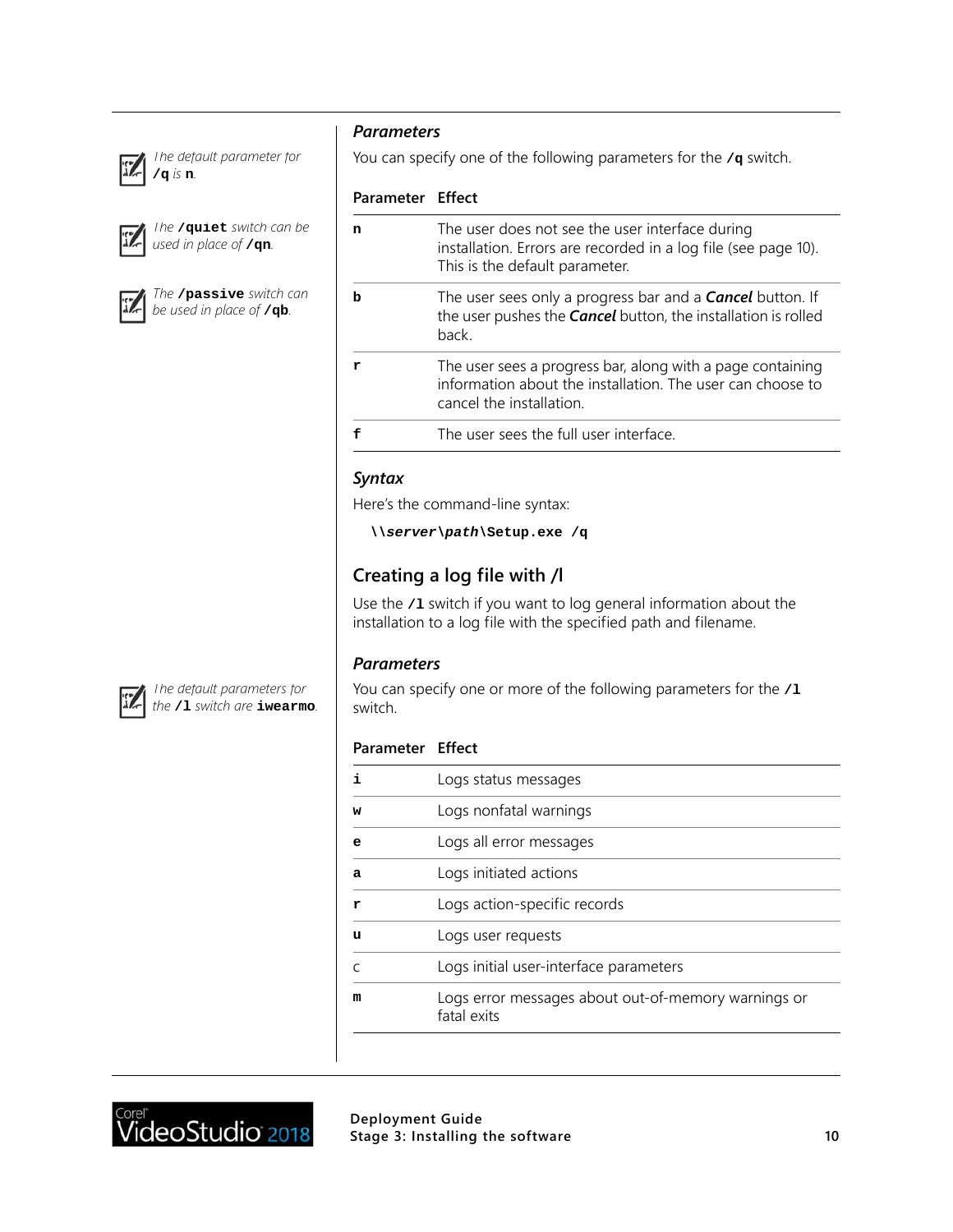### *Parameters*

You can specify one of the following parameters for the **/q** switch.

*The default parameter for* **/q** *is* **n**.

*The* **/quiet** *switch can be used in place of* **/qn**.

*The* **/passive** *switch can be used in place of* **/qb**.

| Parameter | Effect |
| --- | --- |
| **n** | The user does not see the user interface during installation. Errors are recorded in a log file (see page 10). This is the default parameter. |
| **b** | The user sees only a progress bar and a ***Cancel*** button. If the user pushes the ***Cancel*** button, the installation is rolled back. |
| **r** | The user sees a progress bar, along with a page containing information about the installation. The user can choose to cancel the installation. |
| **f** | The user sees the full user interface. |

### *Syntax*

Here's the command-line syntax:

```
\\server\path\Setup.exe /q
```

## Creating a log file with /l

Use the **/l** switch if you want to log general information about the installation to a log file with the specified path and filename.

### *Parameters*

You can specify one or more of the following parameters for the **/l** switch.

*The default parameters for the* **/l** *switch are* **iwearmo**.

| Parameter | Effect |
| --- | --- |
| **i** | Logs status messages |
| **w** | Logs nonfatal warnings |
| **e** | Logs all error messages |
| **a** | Logs initiated actions |
| **r** | Logs action-specific records |
| **u** | Logs user requests |
| c | Logs initial user-interface parameters |
| **m** | Logs error messages about out-of-memory warnings or fatal exits |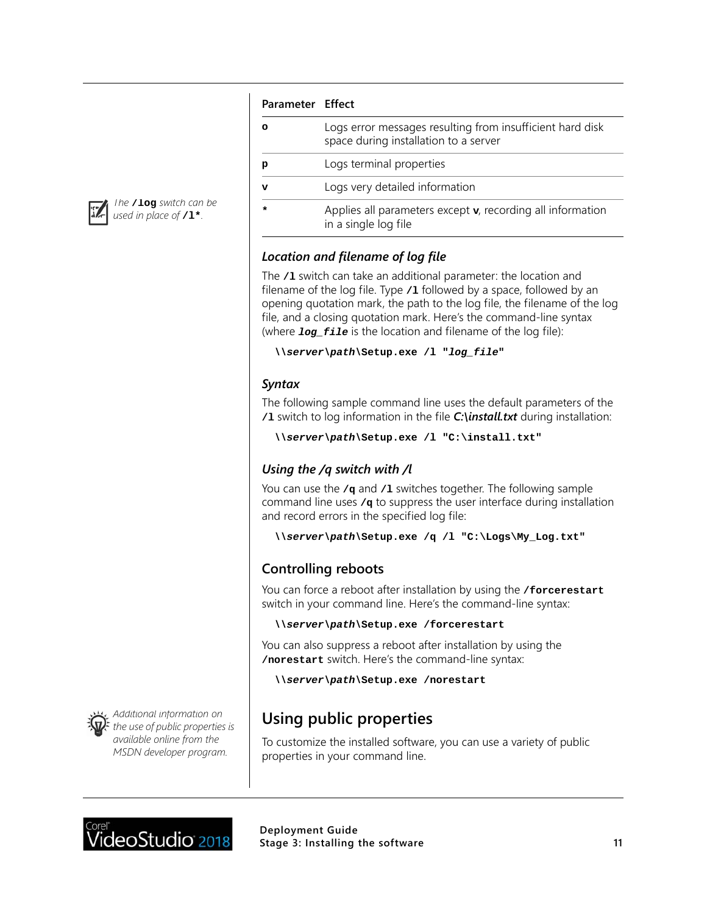| Parameter | Effect |
| --- | --- |
| **o** | Logs error messages resulting from insufficient hard disk space during installation to a server |
| **p** | Logs terminal properties |
| **v** | Logs very detailed information |
| * | Applies all parameters except **v**, recording all information in a single log file |

*The* **/log** *switch can be used in place of* **/l***.

#### *Location and filename of log file*

The **/l** switch can take an additional parameter: the location and filename of the log file. Type **/l** followed by a space, followed by an opening quotation mark, the path to the log file, the filename of the log file, and a closing quotation mark. Here's the command-line syntax (where ***log_file*** is the location and filename of the log file):

```
\\server\path\Setup.exe /l "log_file"
```

#### *Syntax*

The following sample command line uses the default parameters of the **/l** switch to log information in the file ***C:\install.txt*** during installation:

```
\\server\path\Setup.exe /l "C:\install.txt"
```

#### *Using the /q switch with /l*

You can use the **/q** and **/l** switches together. The following sample command line uses **/q** to suppress the user interface during installation and record errors in the specified log file:

```
\\server\path\Setup.exe /q /l "C:\Logs\My_Log.txt"
```

### Controlling reboots

You can force a reboot after installation by using the **/forcerestart** switch in your command line. Here's the command-line syntax:

```
\\server\path\Setup.exe /forcerestart
```

You can also suppress a reboot after installation by using the **/norestart** switch. Here's the command-line syntax:

```
\\server\path\Setup.exe /norestart
```

## Using public properties

*Additional information on the use of public properties is available online from the MSDN developer program.*

To customize the installed software, you can use a variety of public properties in your command line.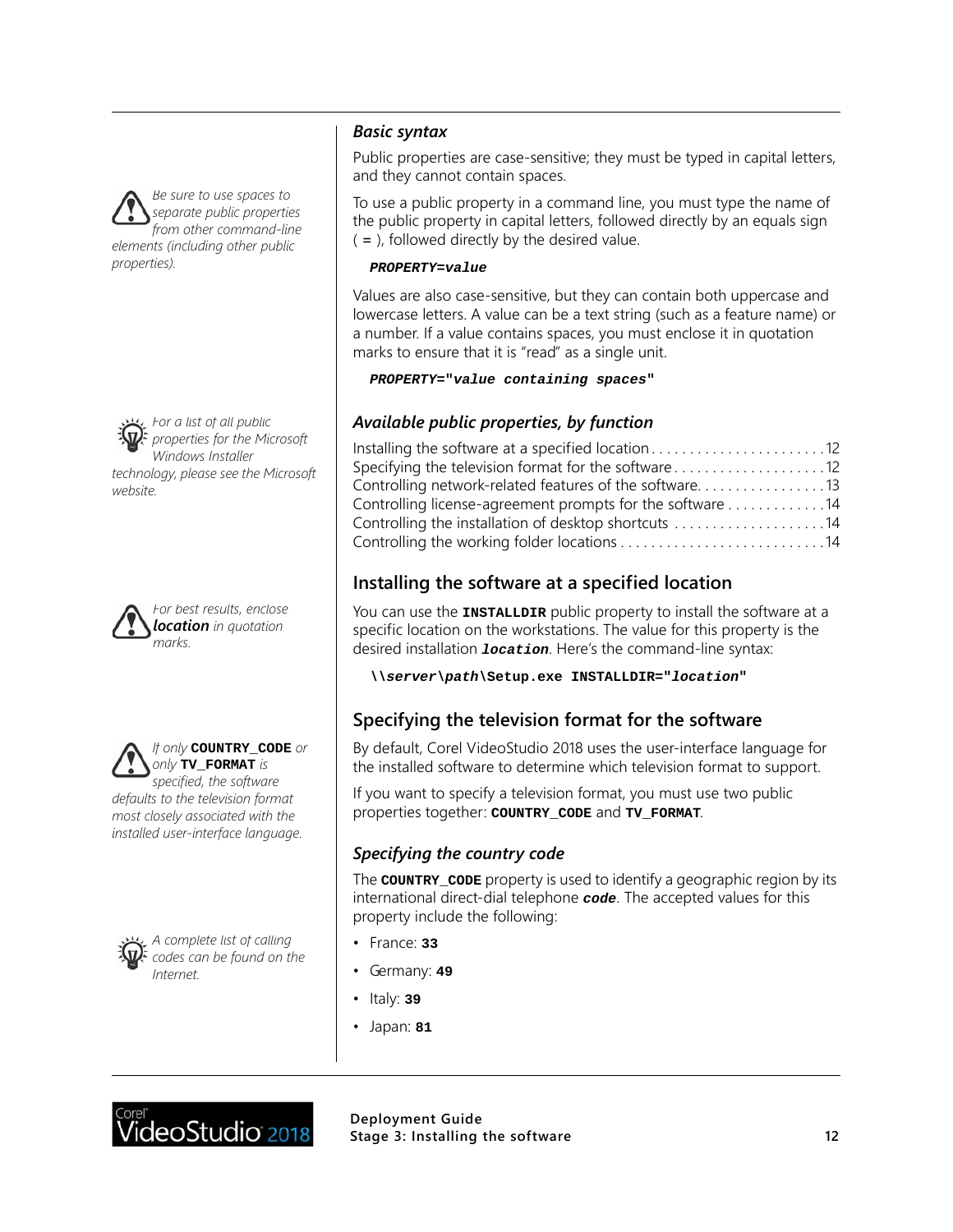### *Basic syntax*

Public properties are case-sensitive; they must be typed in capital letters, and they cannot contain spaces.

*Be sure to use spaces to separate public properties from other command-line elements (including other public properties).*

To use a public property in a command line, you must type the name of the public property in capital letters, followed directly by an equals sign ( **=** ), followed directly by the desired value.

```
PROPERTY=value
```

Values are also case-sensitive, but they can contain both uppercase and lowercase letters. A value can be a text string (such as a feature name) or a number. If a value contains spaces, you must enclose it in quotation marks to ensure that it is "read" as a single unit.

```
PROPERTY="value containing spaces"
```

### *Available public properties, by function*

*For a list of all public properties for the Microsoft Windows Installer technology, please see the Microsoft website.*

- Installing the software at a specified location . . . . . 12
- Specifying the television format for the software . . . . . 12
- Controlling network-related features of the software. . . . . 13
- Controlling license-agreement prompts for the software . . . . . 14
- Controlling the installation of desktop shortcuts . . . . . 14
- Controlling the working folder locations . . . . . 14

## Installing the software at a specified location

*For best results, enclose **location** in quotation marks.*

You can use the **INSTALLDIR** public property to install the software at a specific location on the workstations. The value for this property is the desired installation ***location***. Here's the command-line syntax:

```
\\server\path\Setup.exe INSTALLDIR="location"
```

## Specifying the television format for the software

By default, Corel VideoStudio 2018 uses the user-interface language for the installed software to determine which television format to support.

If you want to specify a television format, you must use two public properties together: **COUNTRY_CODE** and **TV_FORMAT**.

*If only **COUNTRY_CODE** or only **TV_FORMAT** is specified, the software defaults to the television format most closely associated with the installed user-interface language.*

### *Specifying the country code*

The **COUNTRY_CODE** property is used to identify a geographic region by its international direct-dial telephone ***code***. The accepted values for this property include the following:

*A complete list of calling codes can be found on the Internet.*

- France: **33**
- Germany: **49**
- Italy: **39**
- Japan: **81**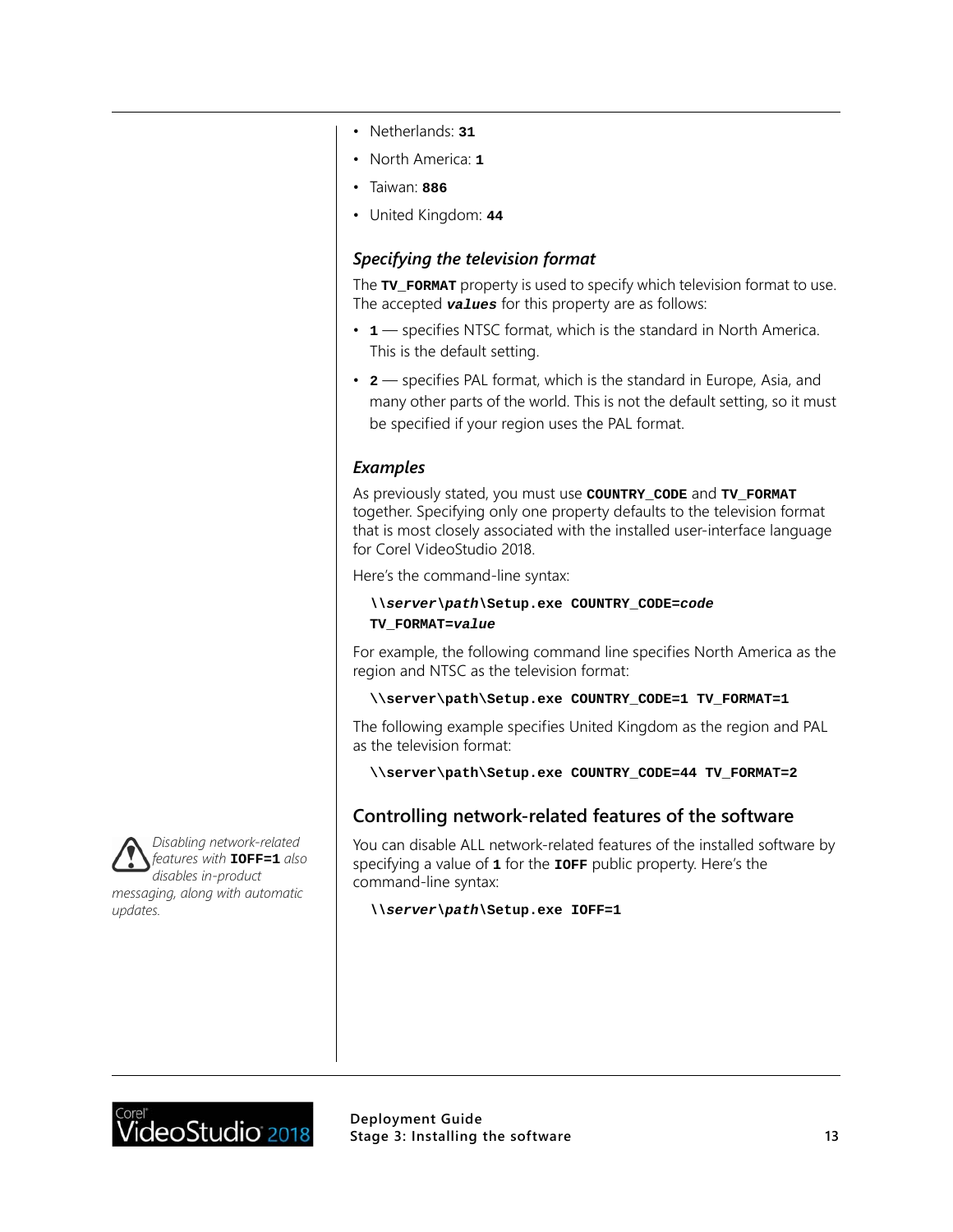- Netherlands: **31**
- North America: **1**
- Taiwan: **886**
- United Kingdom: **44**

### *Specifying the television format*

The **TV_FORMAT** property is used to specify which television format to use. The accepted ***values*** for this property are as follows:

- **1** — specifies NTSC format, which is the standard in North America. This is the default setting.
- **2** — specifies PAL format, which is the standard in Europe, Asia, and many other parts of the world. This is not the default setting, so it must be specified if your region uses the PAL format.

### *Examples*

As previously stated, you must use **COUNTRY_CODE** and **TV_FORMAT** together. Specifying only one property defaults to the television format that is most closely associated with the installed user-interface language for Corel VideoStudio 2018.

Here's the command-line syntax:

```
\\server\path\Setup.exe COUNTRY_CODE=code
TV_FORMAT=value
```

For example, the following command line specifies North America as the region and NTSC as the television format:

```
\\server\path\Setup.exe COUNTRY_CODE=1 TV_FORMAT=1
```

The following example specifies United Kingdom as the region and PAL as the television format:

```
\\server\path\Setup.exe COUNTRY_CODE=44 TV_FORMAT=2
```

## Controlling network-related features of the software

*Disabling network-related features with* **IOFF=1** *also disables in-product messaging, along with automatic updates.*

You can disable ALL network-related features of the installed software by specifying a value of **1** for the **IOFF** public property. Here's the command-line syntax:

```
\\server\path\Setup.exe IOFF=1
```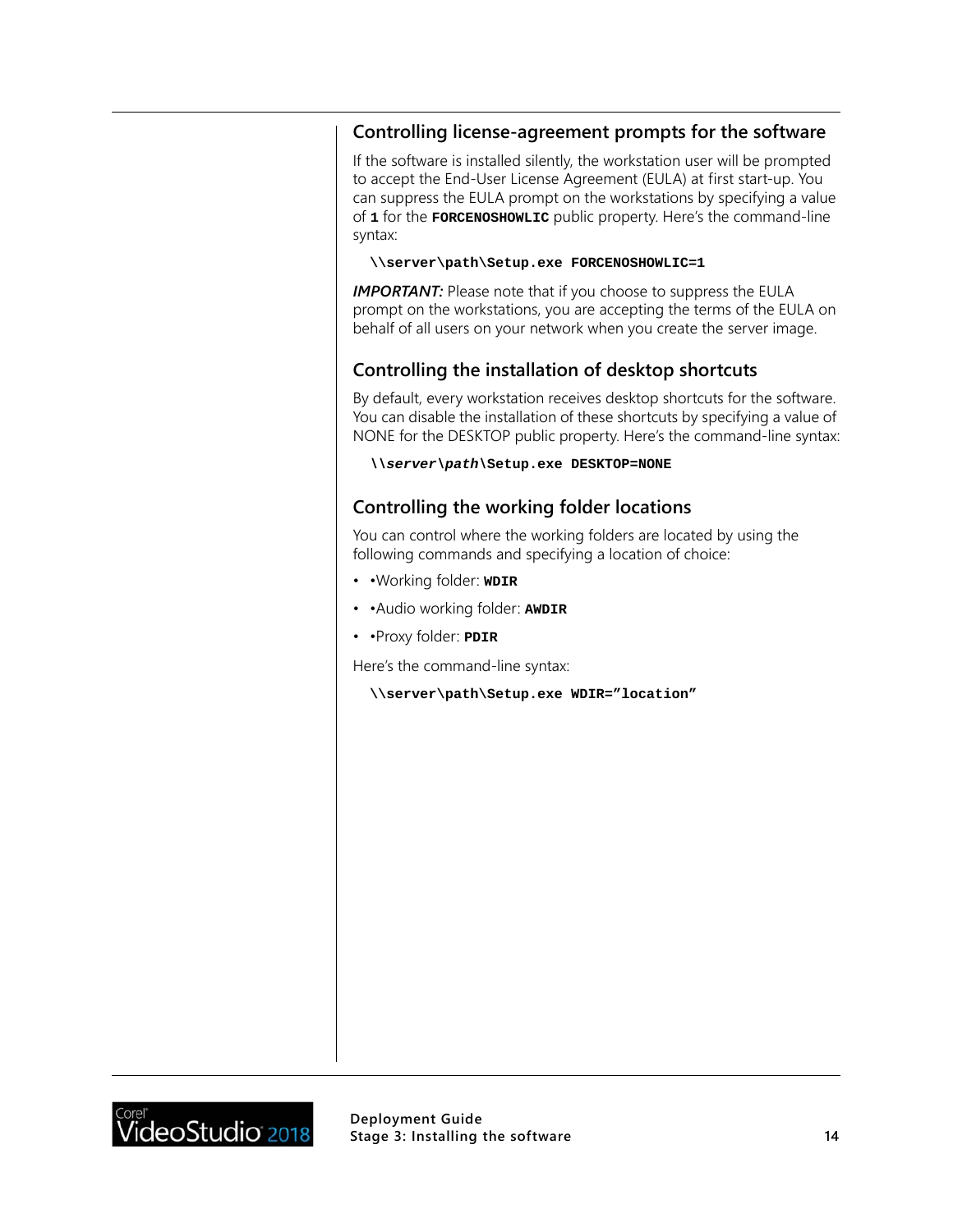## Controlling license-agreement prompts for the software

If the software is installed silently, the workstation user will be prompted to accept the End-User License Agreement (EULA) at first start-up. You can suppress the EULA prompt on the workstations by specifying a value of **1** for the **FORCENOSHOWLIC** public property. Here's the command-line syntax:

```
\\server\path\Setup.exe FORCENOSHOWLIC=1
```

***IMPORTANT:*** Please note that if you choose to suppress the EULA prompt on the workstations, you are accepting the terms of the EULA on behalf of all users on your network when you create the server image.

## Controlling the installation of desktop shortcuts

By default, every workstation receives desktop shortcuts for the software. You can disable the installation of these shortcuts by specifying a value of NONE for the DESKTOP public property. Here's the command-line syntax:

```
\\server\path\Setup.exe DESKTOP=NONE
```

## Controlling the working folder locations

You can control where the working folders are located by using the following commands and specifying a location of choice:

- •Working folder: **WDIR**
- •Audio working folder: **AWDIR**
- •Proxy folder: **PDIR**

Here's the command-line syntax:

```
\\server\path\Setup.exe WDIR="location"
```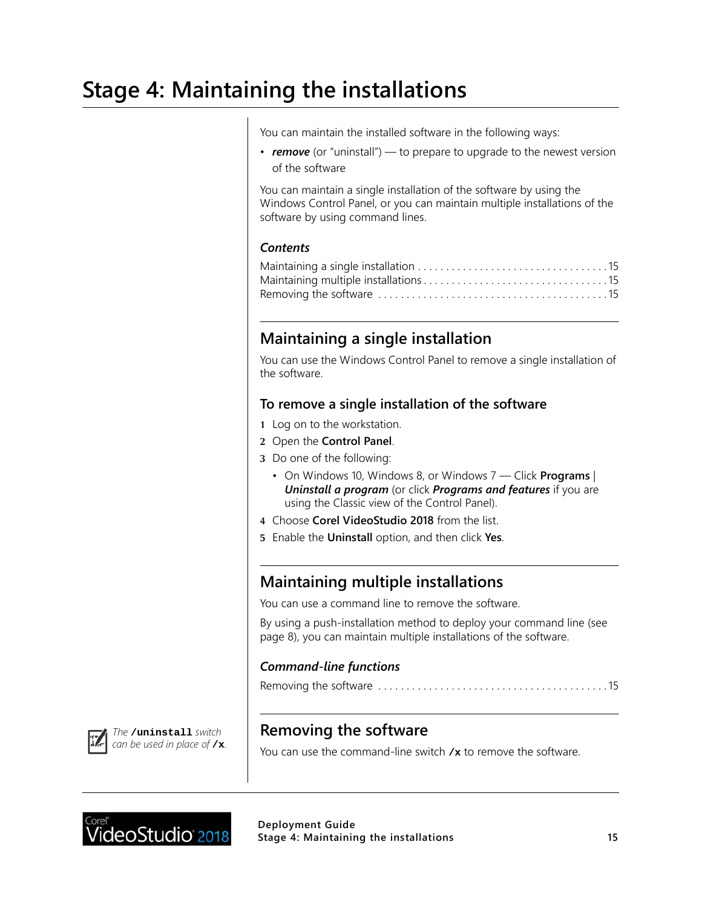# Stage 4: Maintaining the installations

You can maintain the installed software in the following ways:

- ***remove*** (or “uninstall”) — to prepare to upgrade to the newest version of the software

You can maintain a single installation of the software by using the Windows Control Panel, or you can maintain multiple installations of the software by using command lines.

### *Contents*

Maintaining a single installation . . . . . . . . . . . . . . . . . . . . . . . . . . . . . . . . . 15
Maintaining multiple installations . . . . . . . . . . . . . . . . . . . . . . . . . . . . . . . . 15
Removing the software . . . . . . . . . . . . . . . . . . . . . . . . . . . . . . . . . . . . . . . . 15

## Maintaining a single installation

You can use the Windows Control Panel to remove a single installation of the software.

### To remove a single installation of the software

1. Log on to the workstation.
2. Open the **Control Panel**.
3. Do one of the following:
   - On Windows 10, Windows 8, or Windows 7 — Click **Programs** | ***Uninstall a program*** (or click ***Programs and features*** if you are using the Classic view of the Control Panel).
4. Choose **Corel VideoStudio 2018** from the list.
5. Enable the **Uninstall** option, and then click **Yes**.

## Maintaining multiple installations

You can use a command line to remove the software.

By using a push-installation method to deploy your command line (see page 8), you can maintain multiple installations of the software.

### *Command-line functions*

Removing the software . . . . . . . . . . . . . . . . . . . . . . . . . . . . . . . . . . . . . . . . 15

## Removing the software

You can use the command-line switch **`/x`** to remove the software.

*The* **`/uninstall`** *switch can be used in place of* **`/x`**.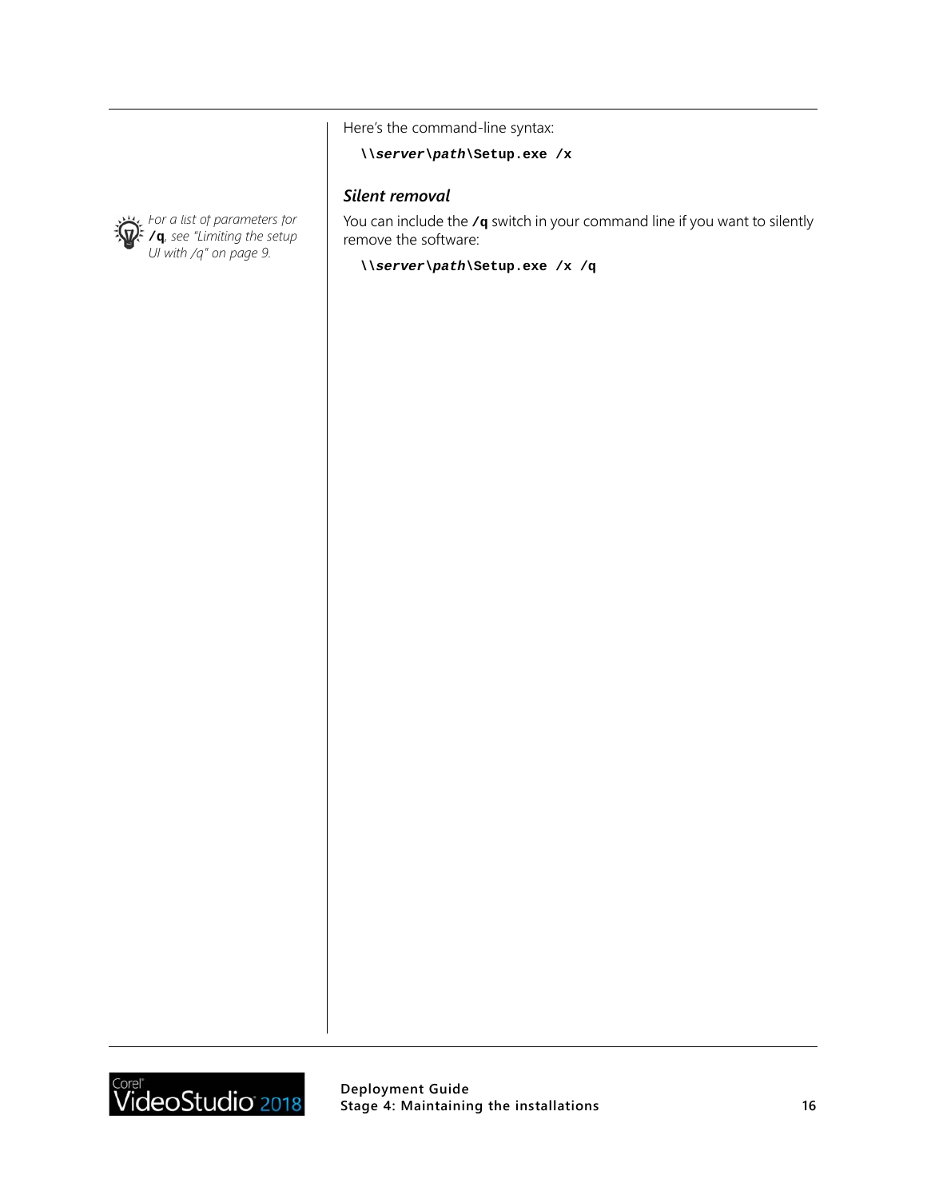Here's the command-line syntax:

```
\\server\path\Setup.exe /x
```

### *Silent removal*

*For a list of parameters for* **/q***, see "Limiting the setup UI with /q" on page 9.*

You can include the **/q** switch in your command line if you want to silently remove the software:

```
\\server\path\Setup.exe /x /q
```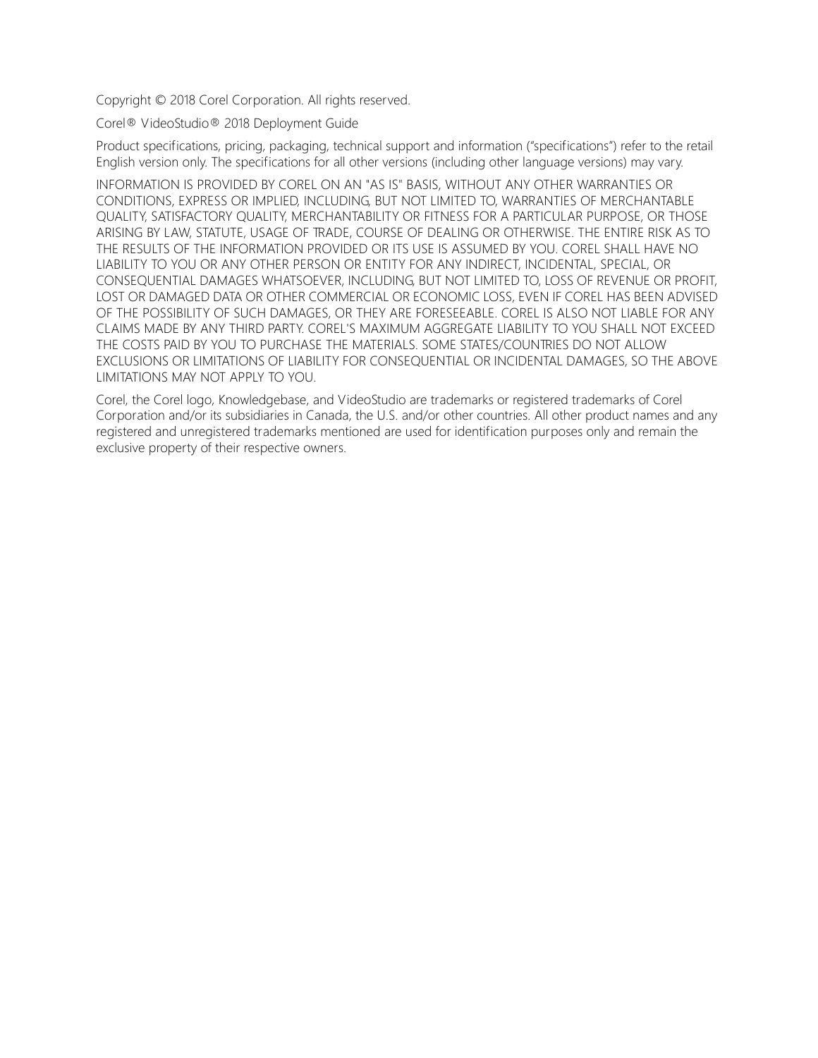Copyright © 2018 Corel Corporation. All rights reserved.

Corel® VideoStudio® 2018 Deployment Guide

Product specifications, pricing, packaging, technical support and information ("specifications") refer to the retail English version only. The specifications for all other versions (including other language versions) may vary.

INFORMATION IS PROVIDED BY COREL ON AN "AS IS" BASIS, WITHOUT ANY OTHER WARRANTIES OR CONDITIONS, EXPRESS OR IMPLIED, INCLUDING, BUT NOT LIMITED TO, WARRANTIES OF MERCHANTABLE QUALITY, SATISFACTORY QUALITY, MERCHANTABILITY OR FITNESS FOR A PARTICULAR PURPOSE, OR THOSE ARISING BY LAW, STATUTE, USAGE OF TRADE, COURSE OF DEALING OR OTHERWISE. THE ENTIRE RISK AS TO THE RESULTS OF THE INFORMATION PROVIDED OR ITS USE IS ASSUMED BY YOU. COREL SHALL HAVE NO LIABILITY TO YOU OR ANY OTHER PERSON OR ENTITY FOR ANY INDIRECT, INCIDENTAL, SPECIAL, OR CONSEQUENTIAL DAMAGES WHATSOEVER, INCLUDING, BUT NOT LIMITED TO, LOSS OF REVENUE OR PROFIT, LOST OR DAMAGED DATA OR OTHER COMMERCIAL OR ECONOMIC LOSS, EVEN IF COREL HAS BEEN ADVISED OF THE POSSIBILITY OF SUCH DAMAGES, OR THEY ARE FORESEEABLE. COREL IS ALSO NOT LIABLE FOR ANY CLAIMS MADE BY ANY THIRD PARTY. COREL'S MAXIMUM AGGREGATE LIABILITY TO YOU SHALL NOT EXCEED THE COSTS PAID BY YOU TO PURCHASE THE MATERIALS. SOME STATES/COUNTRIES DO NOT ALLOW EXCLUSIONS OR LIMITATIONS OF LIABILITY FOR CONSEQUENTIAL OR INCIDENTAL DAMAGES, SO THE ABOVE LIMITATIONS MAY NOT APPLY TO YOU.

Corel, the Corel logo, Knowledgebase, and VideoStudio are trademarks or registered trademarks of Corel Corporation and/or its subsidiaries in Canada, the U.S. and/or other countries. All other product names and any registered and unregistered trademarks mentioned are used for identification purposes only and remain the exclusive property of their respective owners.